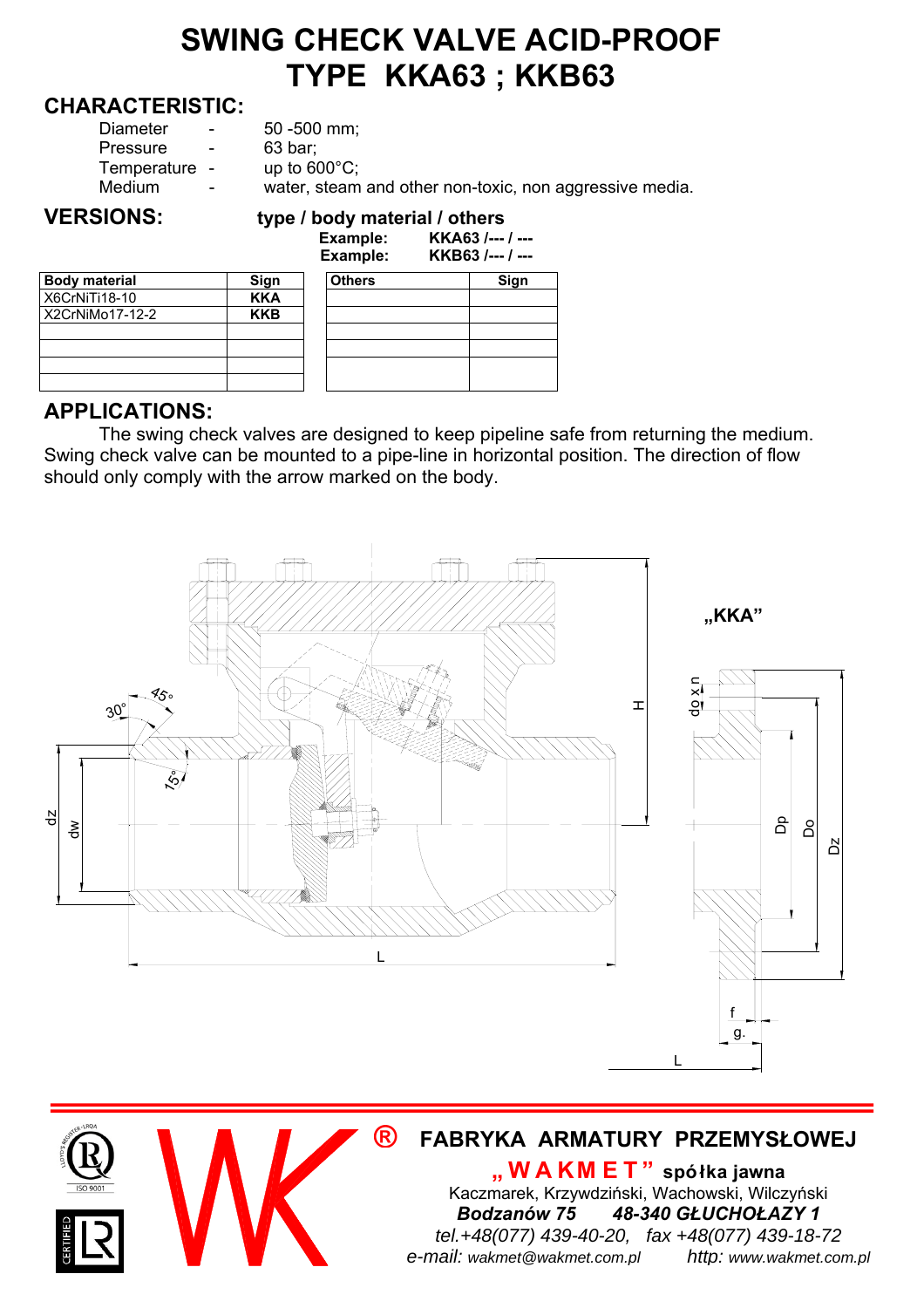# SWING CHECK VALVE ACID-PROOF
# TYPE KKA63 ; KKB63

## CHARACTERISTIC:

| | | |
|---|---|---|
| Diameter | - | 50 -500 mm; |
| Pressure | - | 63 bar; |
| Temperature | - | up to 600°C; |
| Medium | - | water, steam and other non-toxic, non aggressive media. |

## VERSIONS:

**type / body material / others**

**Example: KKA63 /--- / ---**

**Example: KKB63 /--- / ---**

| Body material | Sign |
|---|---|
| X6CrNiTi18-10 | **KKA** |
| X2CrNiMo17-12-2 | **KKB** |
| | |
| | |
| | |
| | |

| Others | Sign |
|---|---|
| | |
| | |
| | |
| | |
| | |

## APPLICATIONS:

The swing check valves are designed to keep pipeline safe from returning the medium. Swing check valve can be mounted to a pipe-line in horizontal position. The direction of flow should only comply with the arrow marked on the body.

„KKA"

---

**FABRYKA ARMATURY PRZEMYSŁOWEJ**

**„ W A K M E T " spółka jawna**

Kaczmarek, Krzywdziński, Wachowski, Wilczyński

***Bodzanów 75 48-340 GŁUCHOŁAZY 1***

*tel.+48(077) 439-40-20, fax +48(077) 439-18-72*

*e-mail: wakmet@wakmet.com.pl http: www.wakmet.com.pl*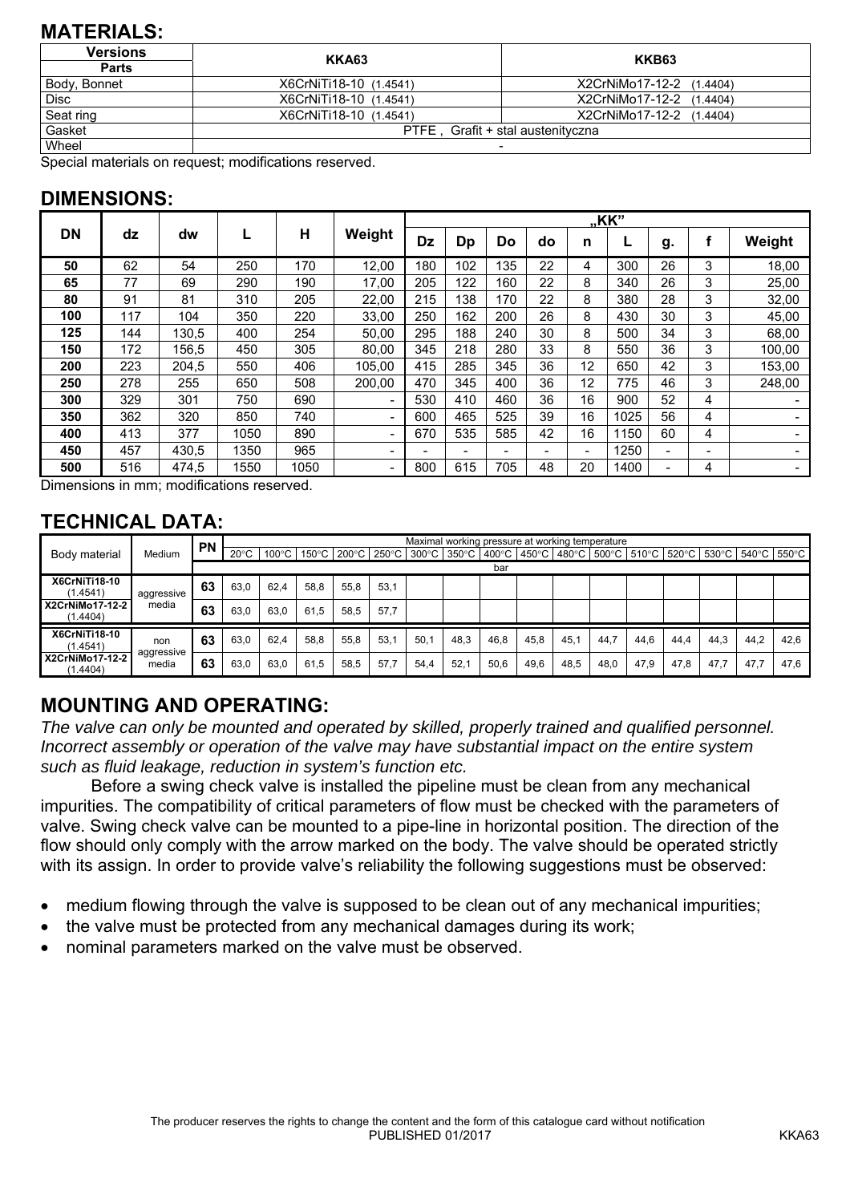## MATERIALS:

| Versions / Parts | KKA63 | KKB63 |
|---|---|---|
| Body, Bonnet | X6CrNiTi18-10 (1.4541) | X2CrNiMo17-12-2 (1.4404) |
| Disc | X6CrNiTi18-10 (1.4541) | X2CrNiMo17-12-2 (1.4404) |
| Seat ring | X6CrNiTi18-10 (1.4541) | X2CrNiMo17-12-2 (1.4404) |
| Gasket | PTFE , Grafit + stal austenityczna | |
| Wheel | - | |

Special materials on request; modifications reserved.

## DIMENSIONS:

| DN | dz | dw | L | H | Weight | „KK” | | | | | | | | |
|---|---|---|---|---|---|---|---|---|---|---|---|---|---|---|
| | | | | | | Dz | Dp | Do | do | n | L | g. | f | Weight |
| 50 | 62 | 54 | 250 | 170 | 12,00 | 180 | 102 | 135 | 22 | 4 | 300 | 26 | 3 | 18,00 |
| 65 | 77 | 69 | 290 | 190 | 17,00 | 205 | 122 | 160 | 22 | 8 | 340 | 26 | 3 | 25,00 |
| 80 | 91 | 81 | 310 | 205 | 22,00 | 215 | 138 | 170 | 22 | 8 | 380 | 28 | 3 | 32,00 |
| 100 | 117 | 104 | 350 | 220 | 33,00 | 250 | 162 | 200 | 26 | 8 | 430 | 30 | 3 | 45,00 |
| 125 | 144 | 130,5 | 400 | 254 | 50,00 | 295 | 188 | 240 | 30 | 8 | 500 | 34 | 3 | 68,00 |
| 150 | 172 | 156,5 | 450 | 305 | 80,00 | 345 | 218 | 280 | 33 | 8 | 550 | 36 | 3 | 100,00 |
| 200 | 223 | 204,5 | 550 | 406 | 105,00 | 415 | 285 | 345 | 36 | 12 | 650 | 42 | 3 | 153,00 |
| 250 | 278 | 255 | 650 | 508 | 200,00 | 470 | 345 | 400 | 36 | 12 | 775 | 46 | 3 | 248,00 |
| 300 | 329 | 301 | 750 | 690 | - | 530 | 410 | 460 | 36 | 16 | 900 | 52 | 4 | - |
| 350 | 362 | 320 | 850 | 740 | - | 600 | 465 | 525 | 39 | 16 | 1025 | 56 | 4 | - |
| 400 | 413 | 377 | 1050 | 890 | - | 670 | 535 | 585 | 42 | 16 | 1150 | 60 | 4 | - |
| 450 | 457 | 430,5 | 1350 | 965 | - | - | - | - | - | - | 1250 | - | - | - |
| 500 | 516 | 474,5 | 1550 | 1050 | - | 800 | 615 | 705 | 48 | 20 | 1400 | - | 4 | - |

Dimensions in mm; modifications reserved.

## TECHNICAL DATA:

| Body material | Medium | PN | Maximal working pressure at working temperature | | | | | | | | | | | | | | | |
|---|---|---|---|---|---|---|---|---|---|---|---|---|---|---|---|---|---|---|
| | | | 20°C | 100°C | 150°C | 200°C | 250°C | 300°C | 350°C | 400°C | 450°C | 480°C | 500°C | 510°C | 520°C | 530°C | 540°C | 550°C |
| | | | bar | | | | | | | | | | | | | | | |
| X6CrNiTi18-10 (1.4541) | aggressive media | 63 | 63,0 | 62,4 | 58,8 | 55,8 | 53,1 | | | | | | | | | | | |
| X2CrNiMo17-12-2 (1.4404) | | 63 | 63,0 | 63,0 | 61,5 | 58,5 | 57,7 | | | | | | | | | | | |
| X6CrNiTi18-10 (1.4541) | non aggressive media | 63 | 63,0 | 62,4 | 58,8 | 55,8 | 53,1 | 50,1 | 48,3 | 46,8 | 45,8 | 45,1 | 44,7 | 44,6 | 44,4 | 44,3 | 44,2 | 42,6 |
| X2CrNiMo17-12-2 (1.4404) | | 63 | 63,0 | 63,0 | 61,5 | 58,5 | 57,7 | 54,4 | 52,1 | 50,6 | 49,6 | 48,5 | 48,0 | 47,9 | 47,8 | 47,7 | 47,7 | 47,6 |

## MOUNTING AND OPERATING:

*The valve can only be mounted and operated by skilled, properly trained and qualified personnel. Incorrect assembly or operation of the valve may have substantial impact on the entire system such as fluid leakage, reduction in system's function etc.*

Before a swing check valve is installed the pipeline must be clean from any mechanical impurities. The compatibility of critical parameters of flow must be checked with the parameters of valve. Swing check valve can be mounted to a pipe-line in horizontal position. The direction of the flow should only comply with the arrow marked on the body. The valve should be operated strictly with its assign. In order to provide valve's reliability the following suggestions must be observed:

- medium flowing through the valve is supposed to be clean out of any mechanical impurities;
- the valve must be protected from any mechanical damages during its work;
- nominal parameters marked on the valve must be observed.

The producer reserves the rights to change the content and the form of this catalogue card without notification
PUBLISHED 01/2017